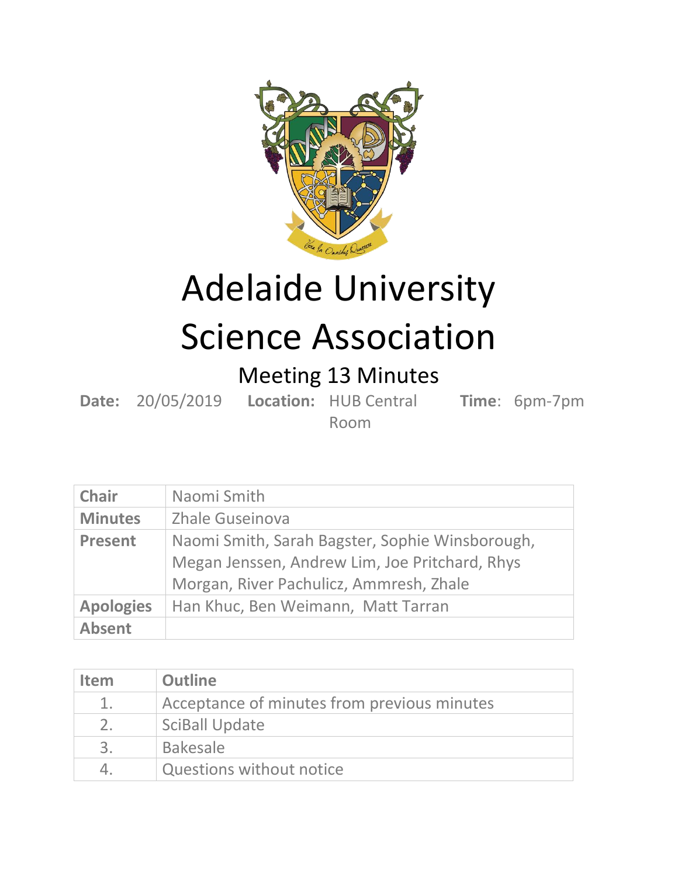# Adelaide University Science Association

## Meeting 13 Minutes

**Date:** 20/05/2019 **Location:** HUB Central Room **Time**: 6pm-7pm

| | |
|---|---|
| **Chair** | Naomi Smith |
| **Minutes** | Zhale Guseinova |
| **Present** | Naomi Smith, Sarah Bagster, Sophie Winsborough, Megan Jenssen, Andrew Lim, Joe Pritchard, Rhys Morgan, River Pachulicz, Ammresh, Zhale |
| **Apologies** | Han Khuc, Ben Weimann, Matt Tarran |
| **Absent** | |

| Item | Outline |
|---|---|
| 1. | Acceptance of minutes from previous minutes |
| 2. | SciBall Update |
| 3. | Bakesale |
| 4. | Questions without notice |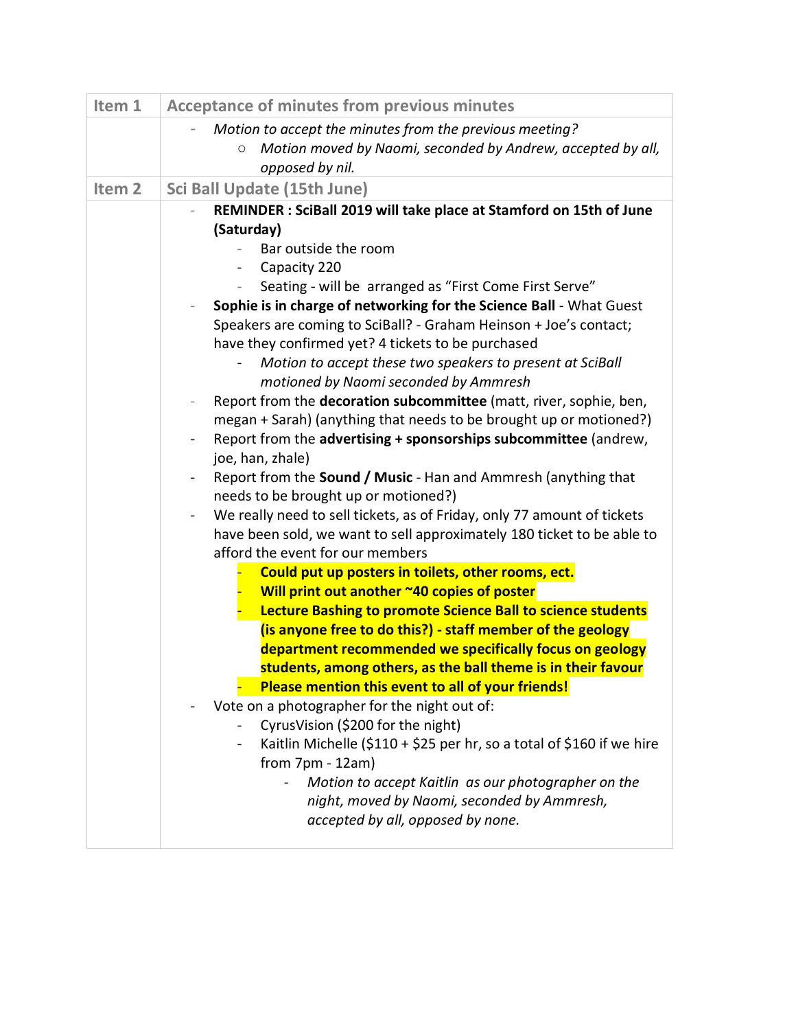| Item 1 | Acceptance of minutes from previous minutes |
| --- | --- |
| | - *Motion to accept the minutes from the previous meeting?*<br>    ○ *Motion moved by Naomi, seconded by Andrew, accepted by all, opposed by nil.* |
| **Item 2** | **Sci Ball Update (15th June)** |
| | - **REMINDER : SciBall 2019 will take place at Stamford on 15th of June (Saturday)**<br>    - Bar outside the room<br>    - Capacity 220<br>    - Seating - will be arranged as "First Come First Serve"<br>- **Sophie is in charge of networking for the Science Ball** - What Guest Speakers are coming to SciBall? - Graham Heinson + Joe's contact; have they confirmed yet? 4 tickets to be purchased<br>    - *Motion to accept these two speakers to present at SciBall motioned by Naomi seconded by Ammresh*<br>- Report from the **decoration subcommittee** (matt, river, sophie, ben, megan + Sarah) (anything that needs to be brought up or motioned?)<br>- Report from the **advertising + sponsorships subcommittee** (andrew, joe, han, zhale)<br>- Report from the **Sound / Music** - Han and Ammresh (anything that needs to be brought up or motioned?)<br>- We really need to sell tickets, as of Friday, only 77 amount of tickets have been sold, we want to sell approximately 180 ticket to be able to afford the event for our members<br>    - **Could put up posters in toilets, other rooms, ect.**<br>    - **Will print out another ~40 copies of poster**<br>    - **Lecture Bashing to promote Science Ball to science students (is anyone free to do this?) - staff member of the geology department recommended we specifically focus on geology students, among others, as the ball theme is in their favour**<br>    - **Please mention this event to all of your friends!**<br>- Vote on a photographer for the night out of:<br>    - CyrusVision ($200 for the night)<br>    - Kaitlin Michelle ($110 + $25 per hr, so a total of $160 if we hire from 7pm - 12am)<br>        - *Motion to accept Kaitlin as our photographer on the night, moved by Naomi, seconded by Ammresh, accepted by all, opposed by none.* |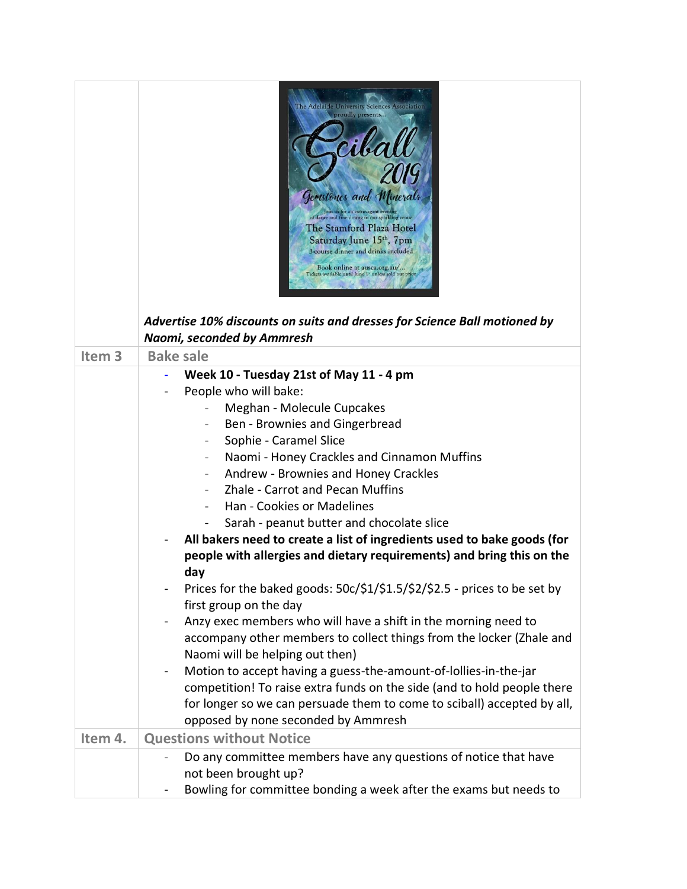| | |
|---|---|
| | The Adelaide University Sciences Association proudly presents... Sciball 2019 Gemstones and Minerals. Join us for an extravagant evening of dance and fine dining in our sparkling venue. The Stamford Plaza Hotel. Saturday June 15th, 7pm. 3-course dinner and drinks included. Book online at ausca.org.au/... Tickets available until June 1st unless sold out prior.<br><br>***Advertise 10% discounts on suits and dresses for Science Ball motioned by Naomi, seconded by Ammresh*** |
| **Item 3** | **Bake sale** |
| | - **Week 10 - Tuesday 21st of May 11 - 4 pm**<br>- People who will bake:<br>&nbsp;&nbsp;&nbsp;&nbsp;- Meghan - Molecule Cupcakes<br>&nbsp;&nbsp;&nbsp;&nbsp;- Ben - Brownies and Gingerbread<br>&nbsp;&nbsp;&nbsp;&nbsp;- Sophie - Caramel Slice<br>&nbsp;&nbsp;&nbsp;&nbsp;- Naomi - Honey Crackles and Cinnamon Muffins<br>&nbsp;&nbsp;&nbsp;&nbsp;- Andrew - Brownies and Honey Crackles<br>&nbsp;&nbsp;&nbsp;&nbsp;- Zhale - Carrot and Pecan Muffins<br>&nbsp;&nbsp;&nbsp;&nbsp;- Han - Cookies or Madelines<br>&nbsp;&nbsp;&nbsp;&nbsp;- Sarah - peanut butter and chocolate slice<br>- **All bakers need to create a list of ingredients used to bake goods (for people with allergies and dietary requirements) and bring this on the day**<br>- Prices for the baked goods: 50c/$1/$1.5/$2/$2.5 - prices to be set by first group on the day<br>- Anzy exec members who will have a shift in the morning need to accompany other members to collect things from the locker (Zhale and Naomi will be helping out then)<br>- Motion to accept having a guess-the-amount-of-lollies-in-the-jar competition! To raise extra funds on the side (and to hold people there for longer so we can persuade them to come to sciball) accepted by all, opposed by none seconded by Ammresh |
| **Item 4.** | **Questions without Notice** |
| | - Do any committee members have any questions of notice that have not been brought up?<br>- Bowling for committee bonding a week after the exams but needs to |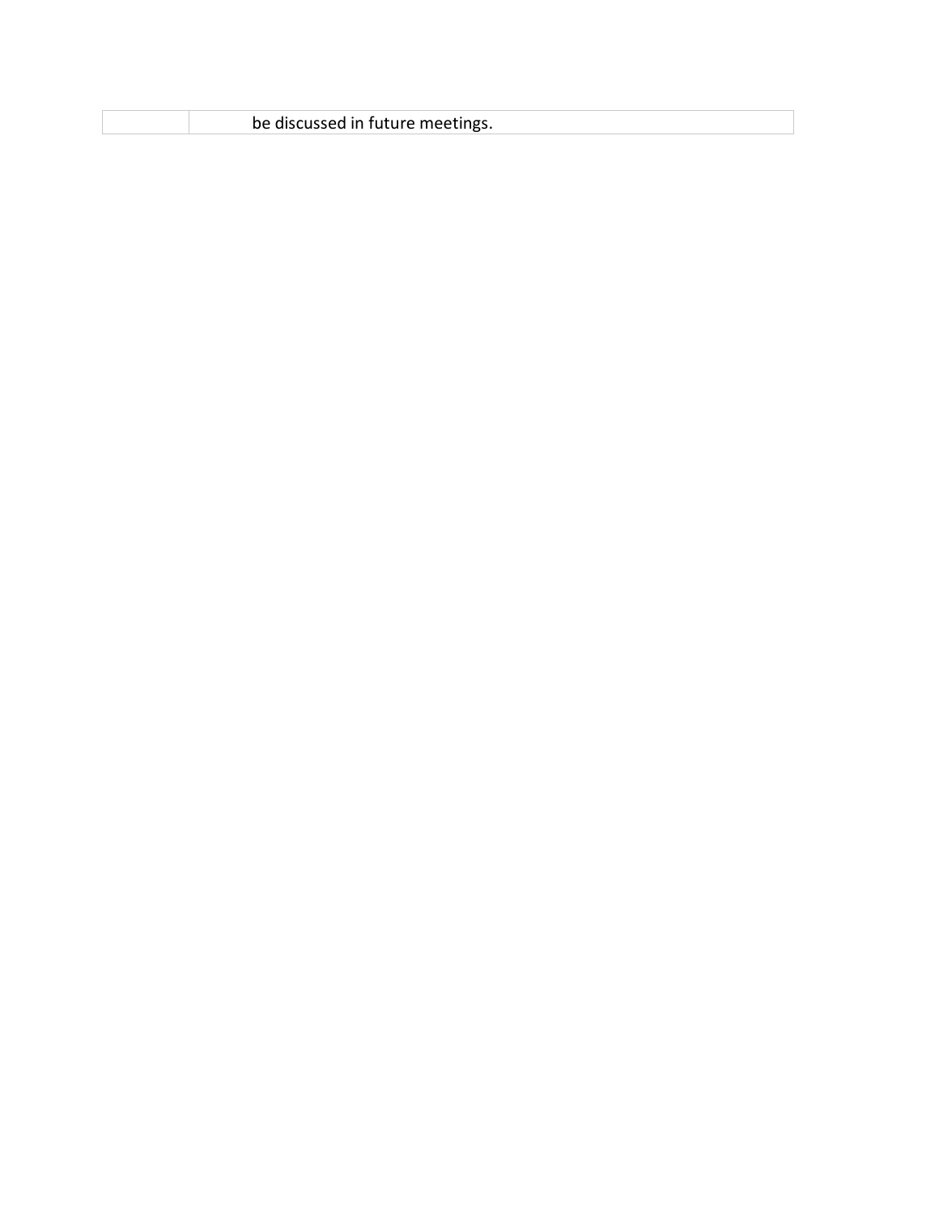| | |
|---|---|
| | be discussed in future meetings. |